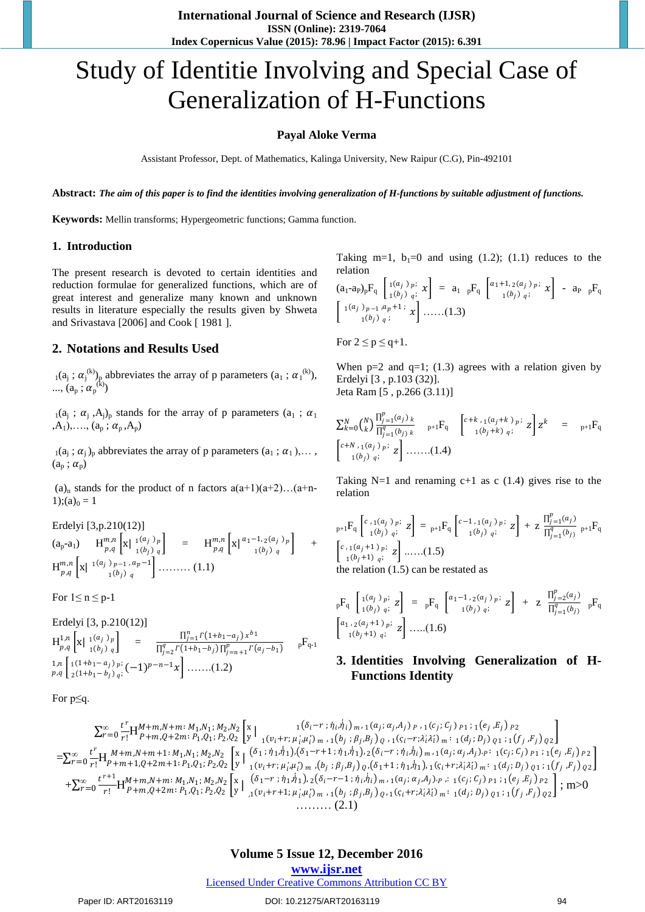# Study of Identitie Involving and Special Case of Generalization of H-Functions

**Payal Aloke Verma**

Assistant Professor, Dept. of Mathematics, Kalinga University, New Raipur (C.G), Pin-492101

**Abstract:** ***The aim of this paper is to find the identities involving generalization of H-functions by suitable adjustment of functions.***

**Keywords:** Mellin transforms; Hypergeometric functions; Gamma function.

## 1. Introduction

The present research is devoted to certain identities and reduction formulae for generalized functions, which are of great interest and generalize many known and unknown results in literature especially the results given by Shweta and Srivastava [2006] and Cook [ 1981 ].

## 2. Notations and Results Used

${}_1(a_j\,;\,\alpha_j^{(k)})_p$ abbreviates the array of p parameters $(a_1\,;\,\alpha_1^{(k)}), \ldots, (a_p\,;\,\alpha_p^{(k)})$

${}_1(a_j\,;\,\alpha_j\,,A_j)_p$ stands for the array of p parameters $(a_1\,;\,\alpha_1\,,A_1),\ldots,(a_p\,;\,\alpha_p\,,A_p)$

${}_1(a_j\,;\,\alpha_j)_p$ abbreviates the array of p parameters $(a_1\,;\,\alpha_1),\ldots,(a_p\,;\,\alpha_p)$

$(a)_n$ stands for the product of n factors $a(a+1)(a+2)\ldots(a+n-1);(a)_0 = 1$

Erdelyi [3,p.210(12)]

$$(a_p-a_1)\quad H^{m,n}_{p,q}\left[x\Big|\,{}_1(a_j)_p \atop {}_1(b_j)_q\right] = H^{m,n}_{p,q}\left[x\Big|\,a_1-1,{}_2(a_j)_p \atop {}_1(b_j)_q\right] + H^{m,n}_{p,q}\left[x\Big|\,{}_1(a_j)_{p-1},a_p-1 \atop {}_1(b_j)_q\right] \ldots\ldots\ldots (1.1)$$

For $1\leq n \leq p-1$

Erdelyi [3, p.210(12)]

$$H^{1,n}_{p,q}\left[x\Big|\,{}_1(a_j)_p \atop {}_1(b_j)_q\right] = \frac{\prod_{j=1}^{n}\Gamma(1+b_1-a_j)\,x^{b_1}}{\prod_{j=2}^{q}\Gamma(1+b_1-b_j)\prod_{j=n+1}^{p}\Gamma(a_j-b_1)}\;{}_pF_{q-1}\left[{}_{1}(1+b_1-a_j)_p; \atop {}_2(1+b_1-b_j)_q;}(-1)^{p-n-1}x\right] \ldots\ldots(1.2)$$

For $p\leq q$.

Taking $m=1$, $b_1=0$ and using (1.2); (1.1) reduces to the relation

$$(a_1-a_p)\,{}_pF_q\left[{}_1(a_j)_p; \atop {}_1(b_j)_q;}\,x\right] = a_1\;{}_pF_q\left[a_1+1,{}_2(a_j)_p; \atop {}_1(b_j)_q;}\,x\right] - a_p\;{}_pF_q\left[{}_1(a_j)_{p-1},a_p+1; \atop {}_1(b_j)_q;}\,x\right] \ldots\ldots(1.3)$$

For $2 \leq p \leq q+1$.

When $p=2$ and $q=1$; (1.3) agrees with a relation given by Erdelyi [3 , p.103 (32)].

Jeta Ram [5 , p.266 (3.11)]

$$\sum_{k=0}^{N}\binom{N}{k}\frac{\prod_{j=1}^{p}(a_j)_k}{\prod_{j=1}^{q}(b_j)_k}\;{}_{p+1}F_q\left[c+k\,,{}_1(a_j+k)_p; \atop {}_1(b_j+k)_q;}\,z\right]z^k = {}_{p+1}F_q\left[c+N\,,{}_1(a_j)_p; \atop {}_1(b_j)_q;}\,z\right] \ldots\ldots(1.4)$$

Taking $N=1$ and renaming $c+1$ as $c$ (1.4) gives rise to the relation

$${}_{p+1}F_q\left[c\,,{}_1(a_j)_p; \atop {}_1(b_j)_q;}\,z\right] = {}_{p+1}F_q\left[c-1\,,{}_1(a_j)_p; \atop {}_1(b_j)_q;}\,z\right] + z\,\frac{\prod_{j=1}^{p}(a_j)}{\prod_{j=1}^{q}(b_j)}\;{}_{p+1}F_q\left[c\,,{}_1(a_j+1)_p; \atop {}_1(b_j+1)_q;}\,z\right] \ldots\ldots(1.5)$$

the relation (1.5) can be restated as

$${}_pF_q\left[{}_1(a_j)_p; \atop {}_1(b_j)_q;}\,z\right] = {}_pF_q\left[a_1-1\,,{}_2(a_j)_p; \atop {}_1(b_j)_q;}\,z\right] + z\,\frac{\prod_{j=2}^{p}(a_j)}{\prod_{j=1}^{q}(b_j)}\;{}_pF_q\left[a_1\,,{}_2(a_j+1)_p; \atop {}_1(b_j+1)_q;}\,z\right] \ldots..(1.6)$$

## 3. Identities Involving Generalization of H-Functions Identity

$$\sum_{r=0}^{\infty}\frac{t^r}{r!}H^{M+m,N+m:\,M_1,N_1;\,M_2,N_2}_{P+m,Q+2m:\,P_1,Q_1;\,P_2,Q_2}\left[\begin{matrix}x\\y\end{matrix}\Big|\begin{matrix}{}_1(\delta_i-r\,;\eta_i,\dot{\eta}_i)_m,{}_1(a_j;\alpha_j,A_j)_P\,,{}_1(c_j;C_j)_{P1};{}_1(e_j,E_j)_{P2}\\{}_1(v_i+r;\mu_i,\dot{\mu}_i)_m\,,{}_1(b_j\,;\beta_j,B_j)_Q\,,{}_1(\varsigma_i-r;\lambda_i\dot{\lambda}_i)_m:\,{}_1(d_j;D_j)_{Q1};{}_1(f_j,F_j)_{Q2}\end{matrix}\right]$$

$$=\sum_{r=0}^{\infty}\frac{t^r}{r!}H^{M+m,N+m+1:\,M_1,N_1;\,M_2,N_2}_{P+m+1,Q+2m+1:\,P_1,Q_1;\,P_2,Q_2}\left[\begin{matrix}x\\y\end{matrix}\Big|\begin{matrix}(\delta_1-r\,;\eta_1,\dot{\eta}_1),(\delta_1-r+1\,;\eta_1,\dot{\eta}_1),{}_2(\delta_i-r\,;\eta_i,\dot{\eta}_i)_m,{}_1(a_j;\alpha_j,A_j)_P:\,{}_1(c_j;C_j)_{P1};{}_1(e_j,E_j)_{P2}\\{}_1(v_i+r;\mu_i,\dot{\mu}_i)_m\,,(b_j\,;\beta_j,B_j)_Q,(\delta_1+1\,;\eta_1,\dot{\eta}_1),{}_1(\varsigma_i+r;\lambda_i\dot{\lambda}_i)_m:\,{}_1(d_j;D_j)_{Q1};{}_1(f_j,F_j)_{Q2}\end{matrix}\right]$$

$$+\sum_{r=0}^{\infty}\frac{t^{r+1}}{r!}H^{M+m,N+m:\,M_1,N_1;\,M_2,N_2}_{P+m,Q+2m:\,P_1,Q_1;\,P_2,Q_2}\left[\begin{matrix}x\\y\end{matrix}\Big|\begin{matrix}(\delta_1-r\,;\eta_1,\dot{\eta}_1),{}_2(\delta_i-r-1\,;\eta_i,\dot{\eta}_i)_m,{}_1(a_j;\alpha_j,A_j)_P:\,{}_1(c_j;C_j)_{P1};{}_1(e_j,E_j)_{P2}\\{}_1(v_i+r+1;\mu_i,\dot{\mu}_i)_m\,,{}_1(b_j\,;\beta_j,B_j)_Q\,,{}_1(\varsigma_i+r;\lambda_i\dot{\lambda}_i)_m:\,{}_1(d_j;D_j)_{Q1};{}_1(f_j,F_j)_{Q2}\end{matrix}\right];\; m>0$$

$$\ldots\ldots\ldots (2.1)$$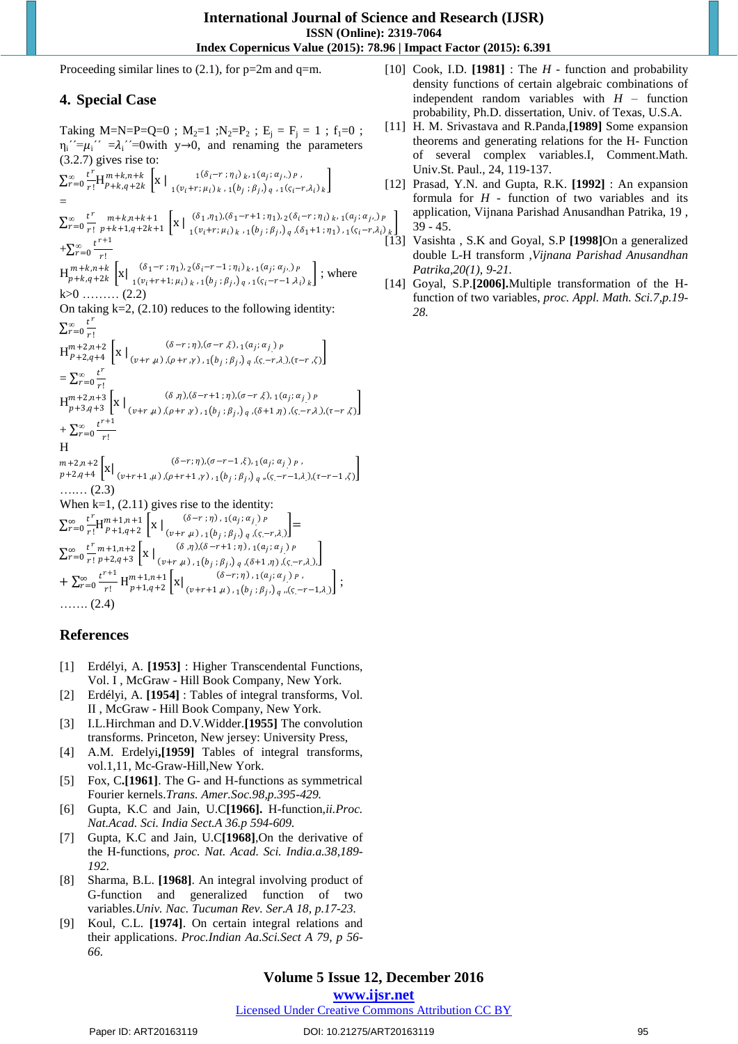Proceeding similar lines to (2.1), for p=2m and q=m.

## 4. Special Case

Taking M=N=P=Q=0 ; $M_2$=1 ;$N_2$=$P_2$ ; $E_j$ = $F_j$ = 1 ; $f_1$=0 ; $\eta_i''=\mu_i''$ $=\lambda_i''$=0with y→0, and renaming the parameters (3.2.7) gives rise to:

$$\sum_{r=0}^{\infty}\frac{t^r}{r!}H^{m+k,n+k}_{P+k,q+2k}\left[x\,\middle|\,\begin{matrix}{}_1(\delta_i-r\,;\eta_i)_k\,,{}_1(a_j;\alpha_j)_P\,,\\ {}_1(\nu_i+r;\mu_i)_k\,,{}_1(b_j\,;\beta_j)_q\,,{}_1(\varsigma_i-r,\lambda_i)_k\end{matrix}\right]$$

=

$$\sum_{r=0}^{\infty}\frac{t^r}{r!}\,{}^{m+k,n+k+1}_{p+k+1,q+2k+1}\left[x\,\middle|\,\begin{matrix}(\delta_1,\eta_1),(\delta_1-r+1\,;\eta_1),{}_2(\delta_i-r\,;\eta_i)_k,{}_1(a_j;\alpha_j)_P\\ {}_1(\nu_i+r;\mu_i)_k\,,{}_1(b_j\,;\beta_j)_q\,,(\delta_1+1\,;\eta_1),{}_1(\varsigma_i-r,\lambda_i)_k\end{matrix}\right]$$

$$+\sum_{r=0}^{\infty}\frac{t^{r+1}}{r!}$$

$$H^{m+k,n+k}_{p+k,q+2k}\left[x\middle|\begin{matrix}(\delta_1-r\,;\eta_1),{}_2(\delta_i-r-1\,;\eta_i)_k,{}_1(a_j;\alpha_j)_P\\ {}_1(\nu_i+r+1;\mu_i)_k\,,{}_1(b_j\,;\beta_j)_q\,,{}_1(\varsigma_i-r-1\,\lambda_i)_k\end{matrix}\right]$$ ; where

k>0 ……… (2.2)

On taking k=2, (2.10) reduces to the following identity:

$$\sum_{r=0}^{\infty}\frac{t^r}{r!}$$

$$H^{m+2,n+2}_{P+2,q+4}\left[x\,\middle|\,\begin{matrix}(\delta-r\,;\eta),(\sigma-r\,\xi),{}_1(a_j;\alpha_j)_P\\ (\upsilon+r\,,\mu)\,,(\rho+r\,,\gamma)\,,{}_1(b_j;\beta_j)_q\,,(\varsigma_{\cdot}-r,\lambda_{\cdot}),(\tau-r\,,\zeta)\end{matrix}\right]$$

$$=\sum_{r=0}^{\infty}\frac{t^r}{r!}$$

$$H^{m+2,n+3}_{p+3,q+3}\left[x\,\middle|\,\begin{matrix}(\delta\,,\eta),(\delta-r+1\,;\eta),(\sigma-r\,\xi),{}_1(a_j;\alpha_j)_P\\ (\upsilon+r\,,\mu)\,,(\rho+r\,,\gamma)\,,{}_1(b_j;\beta_j)_q\,,(\delta+1\,,\eta)\,,(\varsigma_{\cdot}-r,\lambda_{\cdot}),(\tau-r\,,\zeta)\end{matrix}\right]$$

$$+\sum_{r=0}^{\infty}\frac{t^{r+1}}{r!}$$

H

$$^{m+2,n+2}_{p+2,q+4}\left[x\middle|\begin{matrix}(\delta-r;\eta),(\sigma-r-1\,,\xi),{}_1(a_j;\alpha_j)_P\,,\\ (\upsilon+r+1\,,\mu)\,,(\rho+r+1\,,\gamma)\,,{}_1(b_j\,;\beta_j)_q\,,(\varsigma_{\cdot}-r-1,\lambda_{\cdot}),(\tau-r-1\,,\zeta)\end{matrix}\right]$$

……. (2.3)

When k=1, (2.11) gives rise to the identity:

$$\sum_{r=0}^{\infty}\frac{t^r}{r!}H^{m+1,n+1}_{P+1,q+2}\left[x\,\middle|\,\begin{matrix}(\delta-r\,;\eta)\,,{}_1(a_j;\alpha_j)_P\\ (\upsilon+r\,,\mu)\,,{}_1(b_j;\beta_j)_q\,,(\varsigma_{\cdot}-r,\lambda_{\cdot})\end{matrix}\right]=$$

$$\sum_{r=0}^{\infty}\frac{t^r}{r!}\,{}^{m+1,n+2}_{p+2,q+3}\left[x\,\middle|\,\begin{matrix}(\delta\,,\eta),(\delta-r+1\,;\eta),{}_1(a_j;\alpha_j)_P\\ (\upsilon+r\,,\mu)\,,{}_1(b_j;\beta_j)_q\,,(\delta+1\,,\eta)\,,(\varsigma_{\cdot}-r,\lambda_{\cdot}),\end{matrix}\right]$$

$$+\sum_{r=0}^{\infty}\frac{t^{r+1}}{r!}H^{m+1,n+1}_{p+1,q+2}\left[x\middle|\begin{matrix}(\delta-r;\eta)\,,{}_1(a_j;\alpha_j)_P\,,\\ (\upsilon+r+1\,,\mu)\,,{}_1(b_j\,;\beta_j)_q\,,(\varsigma_{\cdot}-r-1,\lambda_{\cdot})\end{matrix}\right];$$

……. (2.4)

## References

[1] Erdélyi, A. **[1953]** : Higher Transcendental Functions, Vol. I , McGraw - Hill Book Company, New York.

[2] Erdélyi, A. **[1954]** : Tables of integral transforms, Vol. II , McGraw - Hill Book Company, New York.

[3] I.L.Hirchman and D.V.Widder.**[1955]** The convolution transforms. Princeton, New jersey: University Press,

[4] A.M. Erdelyi**,[1959]** Tables of integral transforms, vol.1,11, Mc-Graw-Hill,New York.

[5] Fox, C**.[1961]**. The G- and H-functions as symmetrical Fourier kernels.*Trans. Amer.Soc.98,p.395-429.*

[6] Gupta, K.C and Jain, U.C**[1966].** H-function,*ii.Proc. Nat.Acad. Sci. India Sect.A 36.p 594-609.*

[7] Gupta, K.C and Jain, U.C**[1968]**,On the derivative of the H-functions, *proc. Nat. Acad. Sci. India.a.38,189-192.*

[8] Sharma, B.L. **[1968]**. An integral involving product of G-function and generalized function of two variables.*Univ. Nac. Tucuman Rev. Ser.A 18, p.17-23.*

[9] Koul, C.L. **[1974]**. On certain integral relations and their applications. *Proc.Indian Aa.Sci.Sect A 79, p 56-66.*

[10] Cook, I.D. **[1981]** : The *H* - function and probability density functions of certain algebraic combinations of independent random variables with *H* – function probability, Ph.D. dissertation, Univ. of Texas, U.S.A.

[11] H. M. Srivastava and R.Panda,**[1989]** Some expansion theorems and generating relations for the H- Function of several complex variables.I, Comment.Math. Univ.St. Paul., 24, 119-137.

[12] Prasad, Y.N. and Gupta, R.K. **[1992]** : An expansion formula for *H* - function of two variables and its application, Vijnana Parishad Anusandhan Patrika, 19 , 39 - 45.

[13] Vasishta , S.K and Goyal, S.P **[1998]**On a generalized double L-H transform ,*Vijnana Parishad Anusandhan Patrika,20(1), 9-21.*

[14] Goyal, S.P.**[2006].**Multiple transformation of the H-function of two variables, *proc. Appl. Math. Sci.7,p.19-28.*